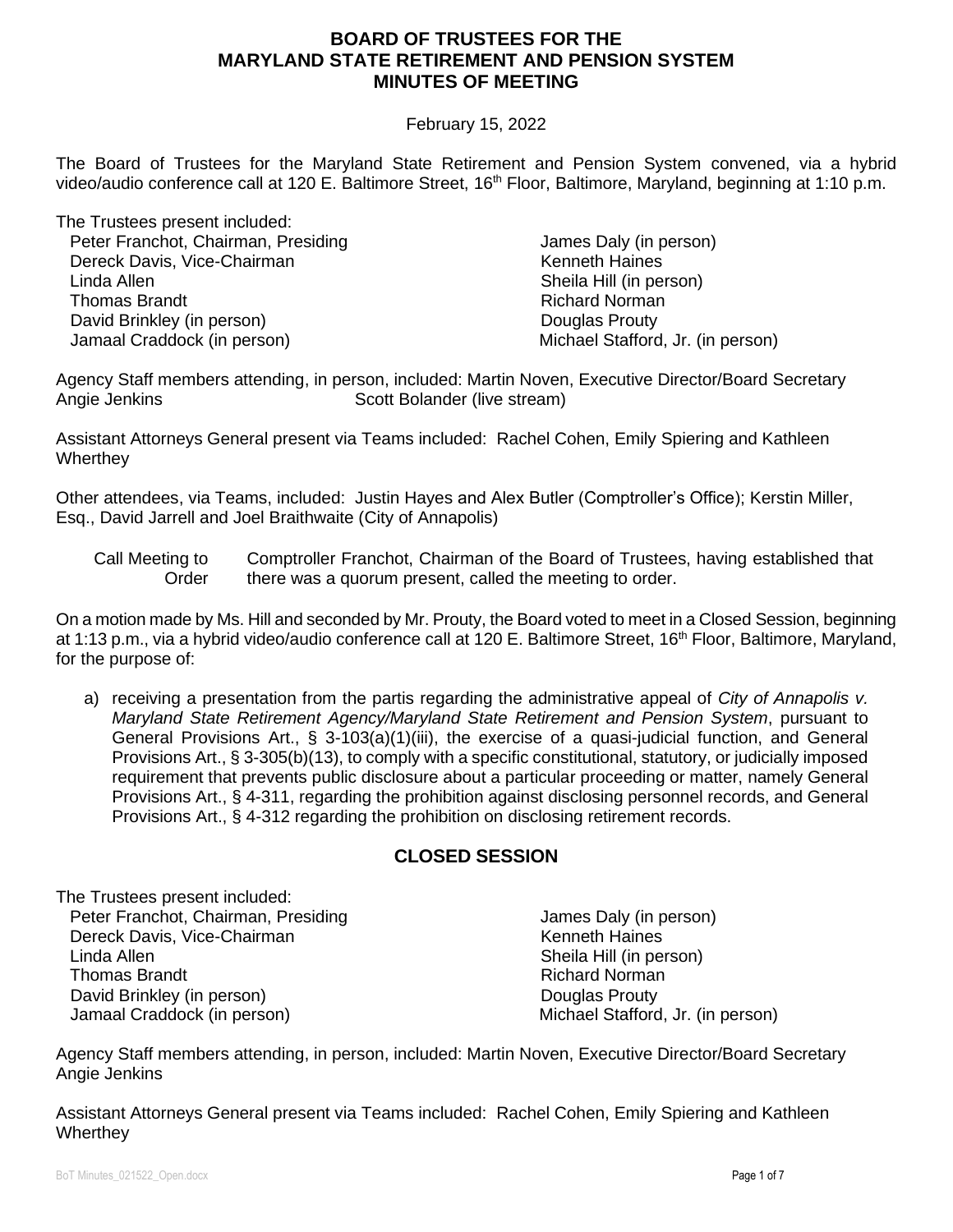# BOARD OF TRUSTEES FOR THE MARYLAND STATE RETIREMENT AND PENSION SYSTEM MINUTES OF MEETING

February 15, 2022

The Board of Trustees for the Maryland State Retirement and Pension System convened, via a hybrid video/audio conference call at 120 E. Baltimore Street, 16th Floor, Baltimore, Maryland, beginning at 1:10 p.m.

The Trustees present included:

Peter Franchot, Chairman, Presiding
Dereck Davis, Vice-Chairman
Linda Allen
Thomas Brandt
David Brinkley (in person)
Jamaal Craddock (in person)
James Daly (in person)
Kenneth Haines
Sheila Hill (in person)
Richard Norman
Douglas Prouty
Michael Stafford, Jr. (in person)

Agency Staff members attending, in person, included: Martin Noven, Executive Director/Board Secretary
Angie Jenkins
Scott Bolander (live stream)

Assistant Attorneys General present via Teams included: Rachel Cohen, Emily Spiering and Kathleen Wherthey

Other attendees, via Teams, included: Justin Hayes and Alex Butler (Comptroller's Office); Kerstin Miller, Esq., David Jarrell and Joel Braithwaite (City of Annapolis)

**Call Meeting to Order** — Comptroller Franchot, Chairman of the Board of Trustees, having established that there was a quorum present, called the meeting to order.

On a motion made by Ms. Hill and seconded by Mr. Prouty, the Board voted to meet in a Closed Session, beginning at 1:13 p.m., via a hybrid video/audio conference call at 120 E. Baltimore Street, 16th Floor, Baltimore, Maryland, for the purpose of:

a) receiving a presentation from the partis regarding the administrative appeal of *City of Annapolis v. Maryland State Retirement Agency/Maryland State Retirement and Pension System*, pursuant to General Provisions Art., § 3-103(a)(1)(iii), the exercise of a quasi-judicial function, and General Provisions Art., § 3-305(b)(13), to comply with a specific constitutional, statutory, or judicially imposed requirement that prevents public disclosure about a particular proceeding or matter, namely General Provisions Art., § 4-311, regarding the prohibition against disclosing personnel records, and General Provisions Art., § 4-312 regarding the prohibition on disclosing retirement records.

## CLOSED SESSION

The Trustees present included:

Peter Franchot, Chairman, Presiding
Dereck Davis, Vice-Chairman
Linda Allen
Thomas Brandt
David Brinkley (in person)
Jamaal Craddock (in person)
James Daly (in person)
Kenneth Haines
Sheila Hill (in person)
Richard Norman
Douglas Prouty
Michael Stafford, Jr. (in person)

Agency Staff members attending, in person, included: Martin Noven, Executive Director/Board Secretary
Angie Jenkins

Assistant Attorneys General present via Teams included: Rachel Cohen, Emily Spiering and Kathleen Wherthey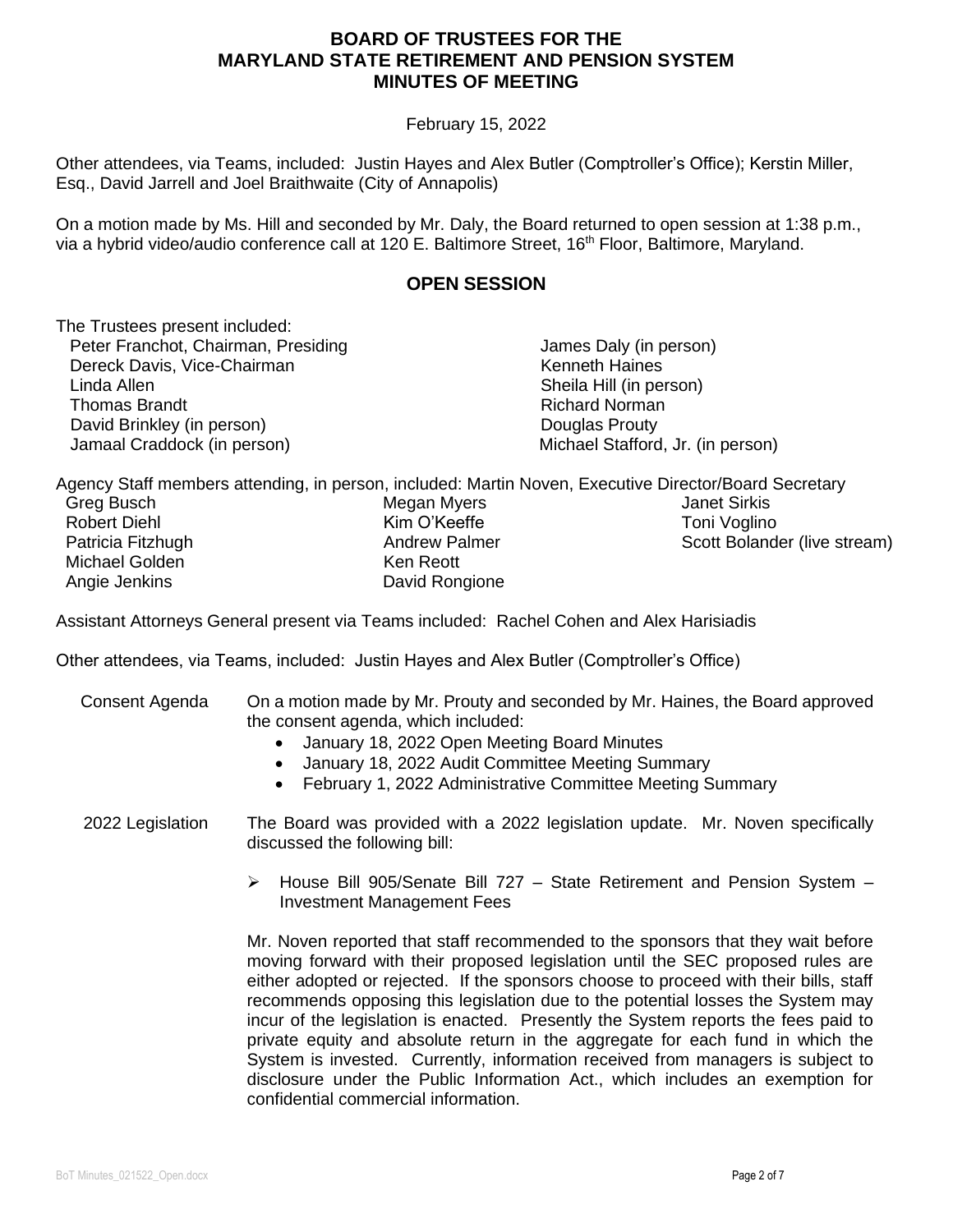# BOARD OF TRUSTEES FOR THE MARYLAND STATE RETIREMENT AND PENSION SYSTEM MINUTES OF MEETING

February 15, 2022

Other attendees, via Teams, included: Justin Hayes and Alex Butler (Comptroller's Office); Kerstin Miller, Esq., David Jarrell and Joel Braithwaite (City of Annapolis)

On a motion made by Ms. Hill and seconded by Mr. Daly, the Board returned to open session at 1:38 p.m., via a hybrid video/audio conference call at 120 E. Baltimore Street, 16th Floor, Baltimore, Maryland.

## OPEN SESSION

The Trustees present included:

- Peter Franchot, Chairman, Presiding
- Dereck Davis, Vice-Chairman
- Linda Allen
- Thomas Brandt
- David Brinkley (in person)
- Jamaal Craddock (in person)
- James Daly (in person)
- Kenneth Haines
- Sheila Hill (in person)
- Richard Norman
- Douglas Prouty
- Michael Stafford, Jr. (in person)

Agency Staff members attending, in person, included: Martin Noven, Executive Director/Board Secretary

- Greg Busch
- Robert Diehl
- Patricia Fitzhugh
- Michael Golden
- Angie Jenkins
- Megan Myers
- Kim O'Keeffe
- Andrew Palmer
- Ken Reott
- David Rongione
- Janet Sirkis
- Toni Voglino
- Scott Bolander (live stream)

Assistant Attorneys General present via Teams included: Rachel Cohen and Alex Harisiadis

Other attendees, via Teams, included: Justin Hayes and Alex Butler (Comptroller's Office)

**Consent Agenda**

On a motion made by Mr. Prouty and seconded by Mr. Haines, the Board approved the consent agenda, which included:

- January 18, 2022 Open Meeting Board Minutes
- January 18, 2022 Audit Committee Meeting Summary
- February 1, 2022 Administrative Committee Meeting Summary

**2022 Legislation**

The Board was provided with a 2022 legislation update. Mr. Noven specifically discussed the following bill:

- House Bill 905/Senate Bill 727 – State Retirement and Pension System – Investment Management Fees

Mr. Noven reported that staff recommended to the sponsors that they wait before moving forward with their proposed legislation until the SEC proposed rules are either adopted or rejected. If the sponsors choose to proceed with their bills, staff recommends opposing this legislation due to the potential losses the System may incur of the legislation is enacted. Presently the System reports the fees paid to private equity and absolute return in the aggregate for each fund in which the System is invested. Currently, information received from managers is subject to disclosure under the Public Information Act., which includes an exemption for confidential commercial information.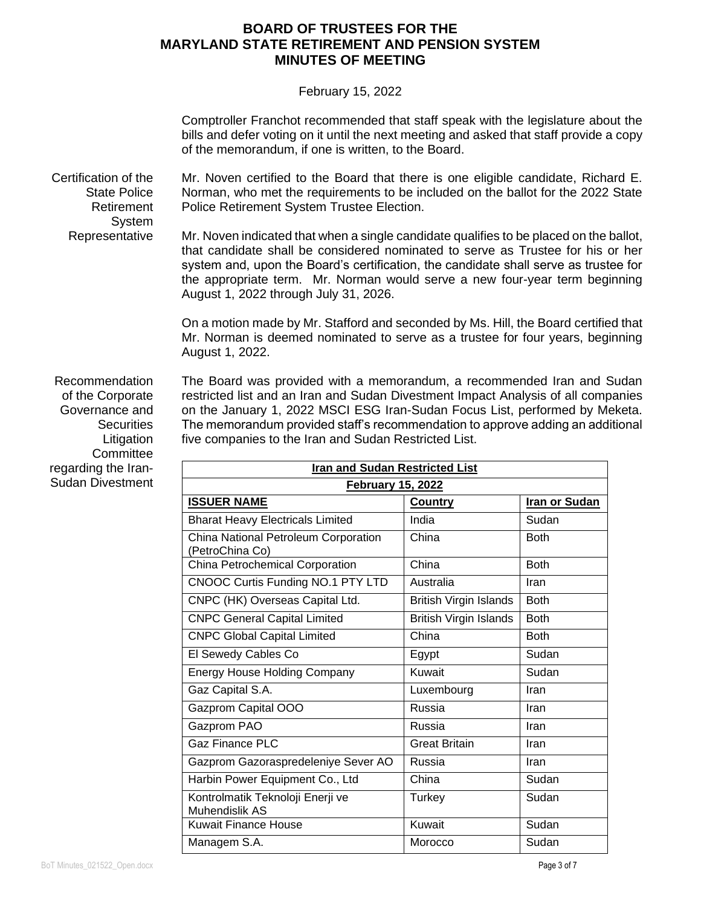Comptroller Franchot recommended that staff speak with the legislature about the bills and defer voting on it until the next meeting and asked that staff provide a copy of the memorandum, if one is written, to the Board.

**Certification of the State Police Retirement System Representative**

Mr. Noven certified to the Board that there is one eligible candidate, Richard E. Norman, who met the requirements to be included on the ballot for the 2022 State Police Retirement System Trustee Election.

Mr. Noven indicated that when a single candidate qualifies to be placed on the ballot, that candidate shall be considered nominated to serve as Trustee for his or her system and, upon the Board's certification, the candidate shall serve as trustee for the appropriate term. Mr. Norman would serve a new four-year term beginning August 1, 2022 through July 31, 2026.

On a motion made by Mr. Stafford and seconded by Ms. Hill, the Board certified that Mr. Norman is deemed nominated to serve as a trustee for four years, beginning August 1, 2022.

**Recommendation of the Corporate Governance and Securities Litigation Committee regarding the Iran-Sudan Divestment**

The Board was provided with a memorandum, a recommended Iran and Sudan restricted list and an Iran and Sudan Divestment Impact Analysis of all companies on the January 1, 2022 MSCI ESG Iran-Sudan Focus List, performed by Meketa. The memorandum provided staff's recommendation to approve adding an additional five companies to the Iran and Sudan Restricted List.

**Iran and Sudan Restricted List**
**February 15, 2022**

| ISSUER NAME | Country | Iran or Sudan |
|---|---|---|
| Bharat Heavy Electricals Limited | India | Sudan |
| China National Petroleum Corporation (PetroChina Co) | China | Both |
| China Petrochemical Corporation | China | Both |
| CNOOC Curtis Funding NO.1 PTY LTD | Australia | Iran |
| CNPC (HK) Overseas Capital Ltd. | British Virgin Islands | Both |
| CNPC General Capital Limited | British Virgin Islands | Both |
| CNPC Global Capital Limited | China | Both |
| El Sewedy Cables Co | Egypt | Sudan |
| Energy House Holding Company | Kuwait | Sudan |
| Gaz Capital S.A. | Luxembourg | Iran |
| Gazprom Capital OOO | Russia | Iran |
| Gazprom PAO | Russia | Iran |
| Gaz Finance PLC | Great Britain | Iran |
| Gazprom Gazoraspredeleniye Sever AO | Russia | Iran |
| Harbin Power Equipment Co., Ltd | China | Sudan |
| Kontrolmatik Teknoloji Enerji ve Muhendislik AS | Turkey | Sudan |
| Kuwait Finance House | Kuwait | Sudan |
| Managem S.A. | Morocco | Sudan |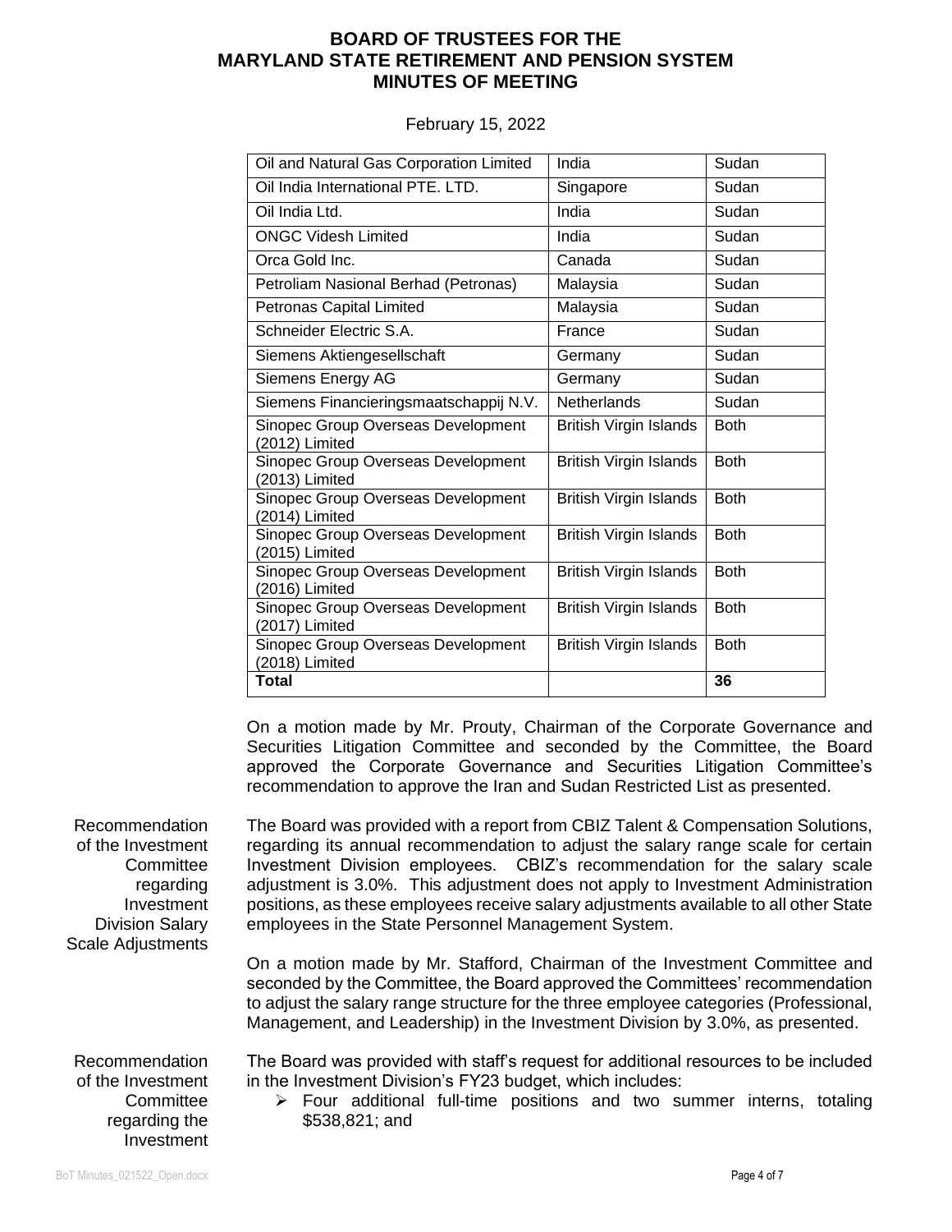# BOARD OF TRUSTEES FOR THE MARYLAND STATE RETIREMENT AND PENSION SYSTEM MINUTES OF MEETING

February 15, 2022

| Oil and Natural Gas Corporation Limited | India | Sudan |
|---|---|---|
| Oil India International PTE. LTD. | Singapore | Sudan |
| Oil India Ltd. | India | Sudan |
| ONGC Videsh Limited | India | Sudan |
| Orca Gold Inc. | Canada | Sudan |
| Petroliam Nasional Berhad (Petronas) | Malaysia | Sudan |
| Petronas Capital Limited | Malaysia | Sudan |
| Schneider Electric S.A. | France | Sudan |
| Siemens Aktiengesellschaft | Germany | Sudan |
| Siemens Energy AG | Germany | Sudan |
| Siemens Financieringsmaatschappij N.V. | Netherlands | Sudan |
| Sinopec Group Overseas Development (2012) Limited | British Virgin Islands | Both |
| Sinopec Group Overseas Development (2013) Limited | British Virgin Islands | Both |
| Sinopec Group Overseas Development (2014) Limited | British Virgin Islands | Both |
| Sinopec Group Overseas Development (2015) Limited | British Virgin Islands | Both |
| Sinopec Group Overseas Development (2016) Limited | British Virgin Islands | Both |
| Sinopec Group Overseas Development (2017) Limited | British Virgin Islands | Both |
| Sinopec Group Overseas Development (2018) Limited | British Virgin Islands | Both |
| **Total** | | **36** |

On a motion made by Mr. Prouty, Chairman of the Corporate Governance and Securities Litigation Committee and seconded by the Committee, the Board approved the Corporate Governance and Securities Litigation Committee's recommendation to approve the Iran and Sudan Restricted List as presented.

**Recommendation of the Investment Committee regarding Investment Division Salary Scale Adjustments**

The Board was provided with a report from CBIZ Talent & Compensation Solutions, regarding its annual recommendation to adjust the salary range scale for certain Investment Division employees. CBIZ's recommendation for the salary scale adjustment is 3.0%. This adjustment does not apply to Investment Administration positions, as these employees receive salary adjustments available to all other State employees in the State Personnel Management System.

On a motion made by Mr. Stafford, Chairman of the Investment Committee and seconded by the Committee, the Board approved the Committees' recommendation to adjust the salary range structure for the three employee categories (Professional, Management, and Leadership) in the Investment Division by 3.0%, as presented.

**Recommendation of the Investment Committee regarding the Investment**

The Board was provided with staff's request for additional resources to be included in the Investment Division's FY23 budget, which includes:

- Four additional full-time positions and two summer interns, totaling $538,821; and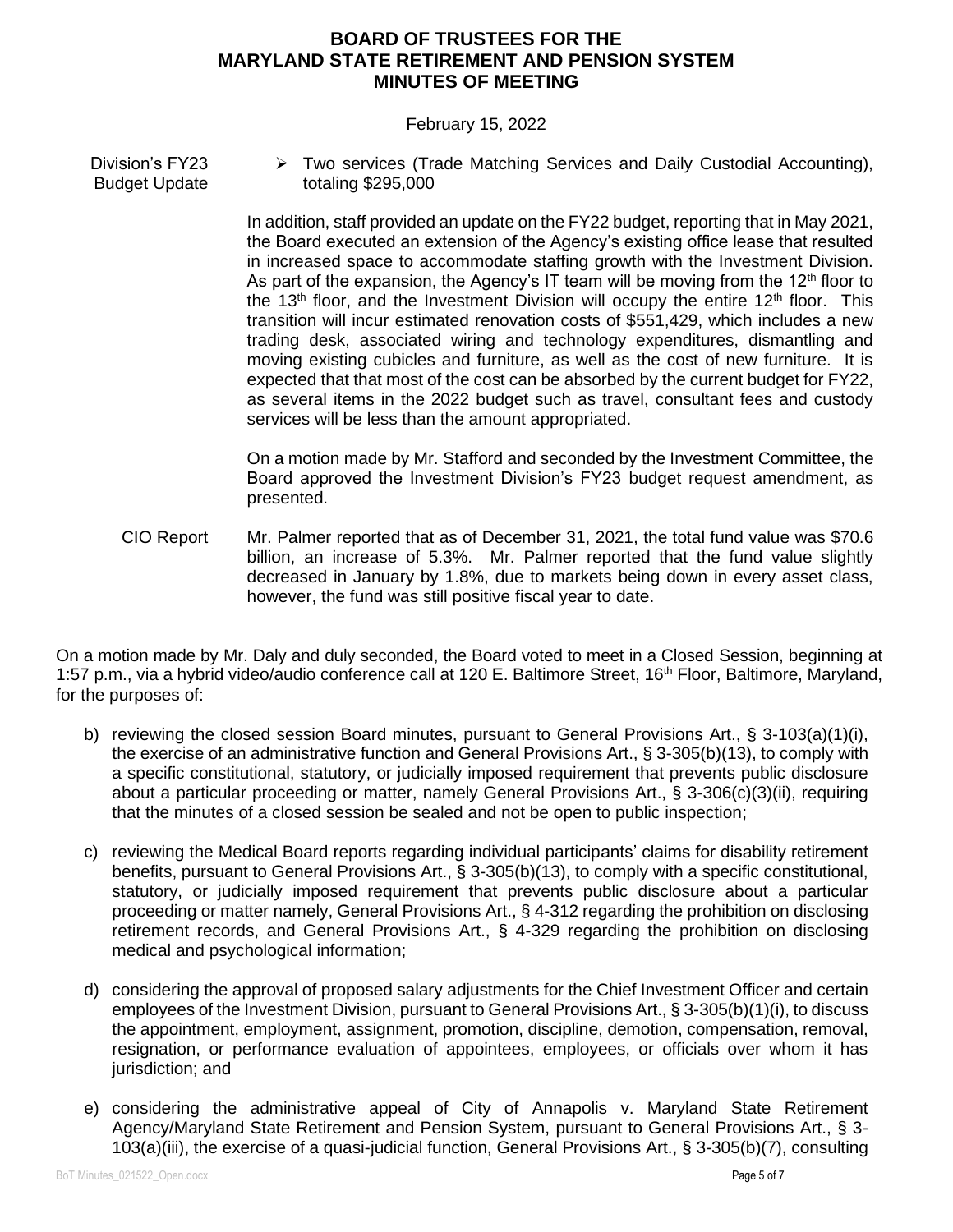# BOARD OF TRUSTEES FOR THE MARYLAND STATE RETIREMENT AND PENSION SYSTEM MINUTES OF MEETING

February 15, 2022

**Division's FY23 Budget Update**

- Two services (Trade Matching Services and Daily Custodial Accounting), totaling $295,000

In addition, staff provided an update on the FY22 budget, reporting that in May 2021, the Board executed an extension of the Agency's existing office lease that resulted in increased space to accommodate staffing growth with the Investment Division. As part of the expansion, the Agency's IT team will be moving from the 12th floor to the 13th floor, and the Investment Division will occupy the entire 12th floor. This transition will incur estimated renovation costs of $551,429, which includes a new trading desk, associated wiring and technology expenditures, dismantling and moving existing cubicles and furniture, as well as the cost of new furniture. It is expected that that most of the cost can be absorbed by the current budget for FY22, as several items in the 2022 budget such as travel, consultant fees and custody services will be less than the amount appropriated.

On a motion made by Mr. Stafford and seconded by the Investment Committee, the Board approved the Investment Division's FY23 budget request amendment, as presented.

**CIO Report**

Mr. Palmer reported that as of December 31, 2021, the total fund value was $70.6 billion, an increase of 5.3%. Mr. Palmer reported that the fund value slightly decreased in January by 1.8%, due to markets being down in every asset class, however, the fund was still positive fiscal year to date.

On a motion made by Mr. Daly and duly seconded, the Board voted to meet in a Closed Session, beginning at 1:57 p.m., via a hybrid video/audio conference call at 120 E. Baltimore Street, 16th Floor, Baltimore, Maryland, for the purposes of:

b) reviewing the closed session Board minutes, pursuant to General Provisions Art., § 3-103(a)(1)(i), the exercise of an administrative function and General Provisions Art., § 3-305(b)(13), to comply with a specific constitutional, statutory, or judicially imposed requirement that prevents public disclosure about a particular proceeding or matter, namely General Provisions Art., § 3-306(c)(3)(ii), requiring that the minutes of a closed session be sealed and not be open to public inspection;

c) reviewing the Medical Board reports regarding individual participants' claims for disability retirement benefits, pursuant to General Provisions Art., § 3-305(b)(13), to comply with a specific constitutional, statutory, or judicially imposed requirement that prevents public disclosure about a particular proceeding or matter namely, General Provisions Art., § 4-312 regarding the prohibition on disclosing retirement records, and General Provisions Art., § 4-329 regarding the prohibition on disclosing medical and psychological information;

d) considering the approval of proposed salary adjustments for the Chief Investment Officer and certain employees of the Investment Division, pursuant to General Provisions Art., § 3-305(b)(1)(i), to discuss the appointment, employment, assignment, promotion, discipline, demotion, compensation, removal, resignation, or performance evaluation of appointees, employees, or officials over whom it has jurisdiction; and

e) considering the administrative appeal of City of Annapolis v. Maryland State Retirement Agency/Maryland State Retirement and Pension System, pursuant to General Provisions Art., § 3-103(a)(iii), the exercise of a quasi-judicial function, General Provisions Art., § 3-305(b)(7), consulting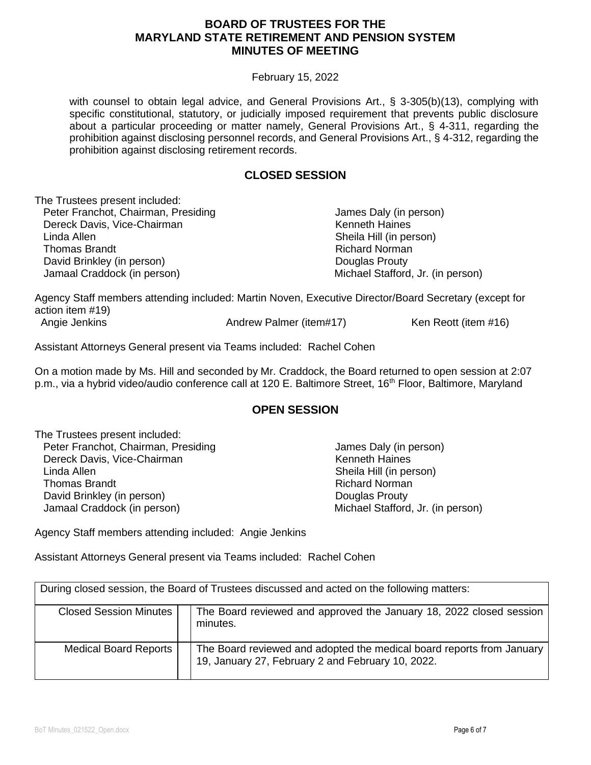with counsel to obtain legal advice, and General Provisions Art., § 3-305(b)(13), complying with specific constitutional, statutory, or judicially imposed requirement that prevents public disclosure about a particular proceeding or matter namely, General Provisions Art., § 4-311, regarding the prohibition against disclosing personnel records, and General Provisions Art., § 4-312, regarding the prohibition against disclosing retirement records.

## CLOSED SESSION

The Trustees present included:

Peter Franchot, Chairman, Presiding
Dereck Davis, Vice-Chairman
Linda Allen
Thomas Brandt
David Brinkley (in person)
Jamaal Craddock (in person)
James Daly (in person)
Kenneth Haines
Sheila Hill (in person)
Richard Norman
Douglas Prouty
Michael Stafford, Jr. (in person)

Agency Staff members attending included: Martin Noven, Executive Director/Board Secretary (except for action item #19)
Angie Jenkins
Andrew Palmer (item#17)
Ken Reott (item #16)

Assistant Attorneys General present via Teams included: Rachel Cohen

On a motion made by Ms. Hill and seconded by Mr. Craddock, the Board returned to open session at 2:07 p.m., via a hybrid video/audio conference call at 120 E. Baltimore Street, 16th Floor, Baltimore, Maryland

## OPEN SESSION

The Trustees present included:

Peter Franchot, Chairman, Presiding
Dereck Davis, Vice-Chairman
Linda Allen
Thomas Brandt
David Brinkley (in person)
Jamaal Craddock (in person)
James Daly (in person)
Kenneth Haines
Sheila Hill (in person)
Richard Norman
Douglas Prouty
Michael Stafford, Jr. (in person)

Agency Staff members attending included: Angie Jenkins

Assistant Attorneys General present via Teams included: Rachel Cohen

| During closed session, the Board of Trustees discussed and acted on the following matters: | |
|---|---|
| Closed Session Minutes | The Board reviewed and approved the January 18, 2022 closed session minutes. |
| Medical Board Reports | The Board reviewed and adopted the medical board reports from January 19, January 27, February 2 and February 10, 2022. |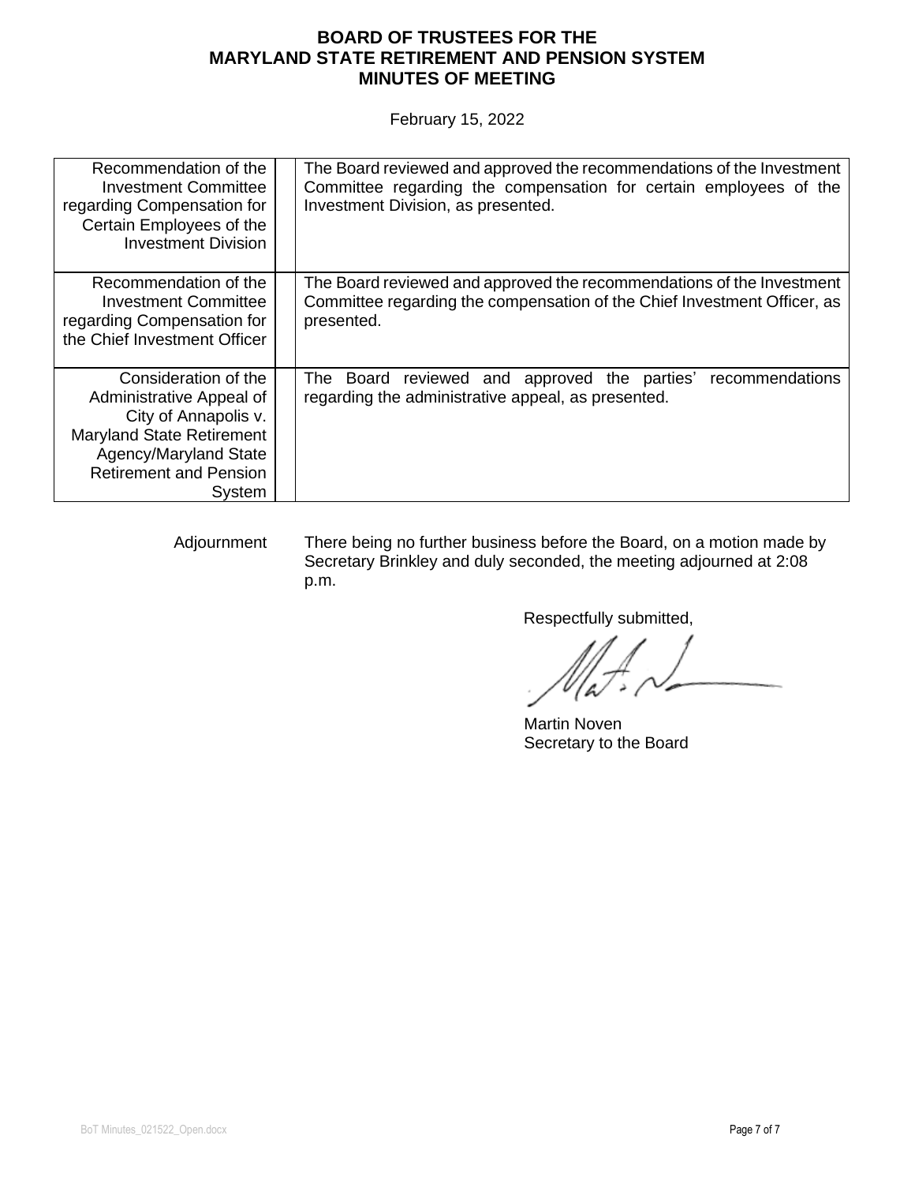**BOARD OF TRUSTEES FOR THE MARYLAND STATE RETIREMENT AND PENSION SYSTEM MINUTES OF MEETING**

February 15, 2022

| | |
|---|---|
| Recommendation of the Investment Committee regarding Compensation for Certain Employees of the Investment Division | The Board reviewed and approved the recommendations of the Investment Committee regarding the compensation for certain employees of the Investment Division, as presented. |
| Recommendation of the Investment Committee regarding Compensation for the Chief Investment Officer | The Board reviewed and approved the recommendations of the Investment Committee regarding the compensation of the Chief Investment Officer, as presented. |
| Consideration of the Administrative Appeal of City of Annapolis v. Maryland State Retirement Agency/Maryland State Retirement and Pension System | The Board reviewed and approved the parties' recommendations regarding the administrative appeal, as presented. |

Adjournment

There being no further business before the Board, on a motion made by Secretary Brinkley and duly seconded, the meeting adjourned at 2:08 p.m.

Respectfully submitted,

Martin Noven
Secretary to the Board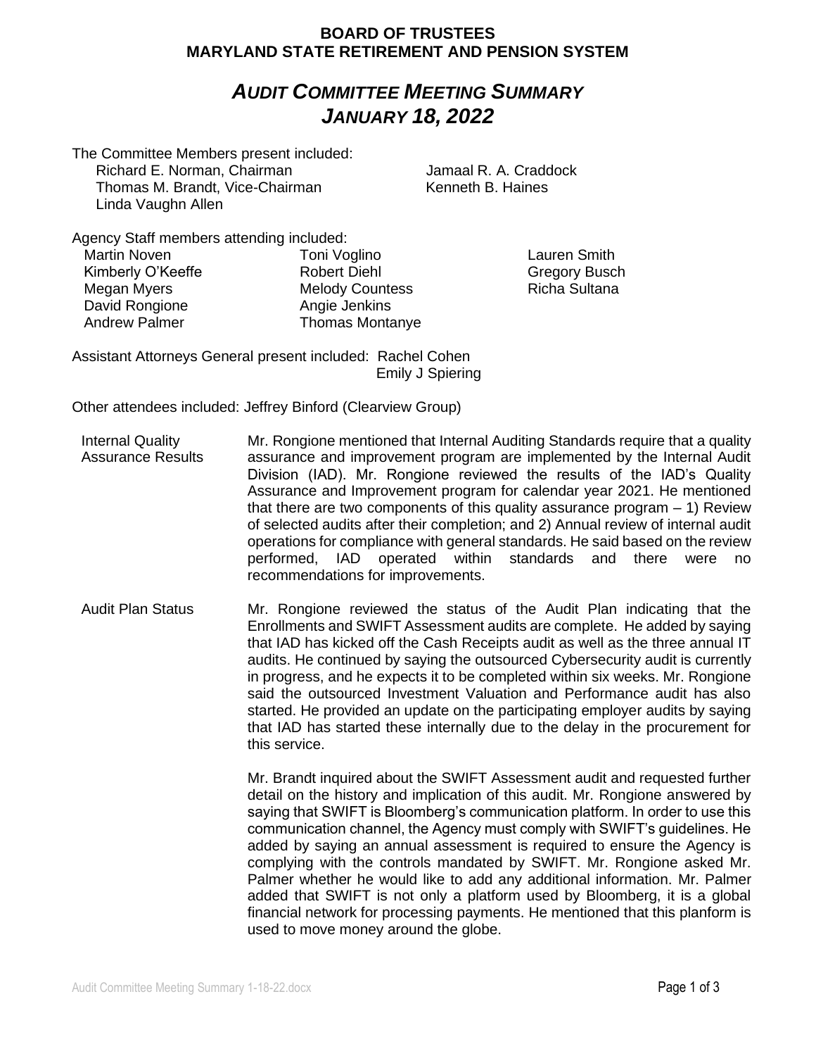**BOARD OF TRUSTEES**
**MARYLAND STATE RETIREMENT AND PENSION SYSTEM**

# *AUDIT COMMITTEE MEETING SUMMARY*
# *JANUARY 18, 2022*

The Committee Members present included:

- Richard E. Norman, Chairman
- Thomas M. Brandt, Vice-Chairman
- Linda Vaughn Allen
- Jamaal R. A. Craddock
- Kenneth B. Haines

Agency Staff members attending included:

- Martin Noven
- Kimberly O'Keeffe
- Megan Myers
- David Rongione
- Andrew Palmer
- Toni Voglino
- Robert Diehl
- Melody Countess
- Angie Jenkins
- Thomas Montanye
- Lauren Smith
- Gregory Busch
- Richa Sultana

Assistant Attorneys General present included: Rachel Cohen, Emily J Spiering

Other attendees included: Jeffrey Binford (Clearview Group)

**Internal Quality Assurance Results**

Mr. Rongione mentioned that Internal Auditing Standards require that a quality assurance and improvement program are implemented by the Internal Audit Division (IAD). Mr. Rongione reviewed the results of the IAD's Quality Assurance and Improvement program for calendar year 2021. He mentioned that there are two components of this quality assurance program – 1) Review of selected audits after their completion; and 2) Annual review of internal audit operations for compliance with general standards. He said based on the review performed, IAD operated within standards and there were no recommendations for improvements.

**Audit Plan Status**

Mr. Rongione reviewed the status of the Audit Plan indicating that the Enrollments and SWIFT Assessment audits are complete. He added by saying that IAD has kicked off the Cash Receipts audit as well as the three annual IT audits. He continued by saying the outsourced Cybersecurity audit is currently in progress, and he expects it to be completed within six weeks. Mr. Rongione said the outsourced Investment Valuation and Performance audit has also started. He provided an update on the participating employer audits by saying that IAD has started these internally due to the delay in the procurement for this service.

Mr. Brandt inquired about the SWIFT Assessment audit and requested further detail on the history and implication of this audit. Mr. Rongione answered by saying that SWIFT is Bloomberg's communication platform. In order to use this communication channel, the Agency must comply with SWIFT's guidelines. He added by saying an annual assessment is required to ensure the Agency is complying with the controls mandated by SWIFT. Mr. Rongione asked Mr. Palmer whether he would like to add any additional information. Mr. Palmer added that SWIFT is not only a platform used by Bloomberg, it is a global financial network for processing payments. He mentioned that this planform is used to move money around the globe.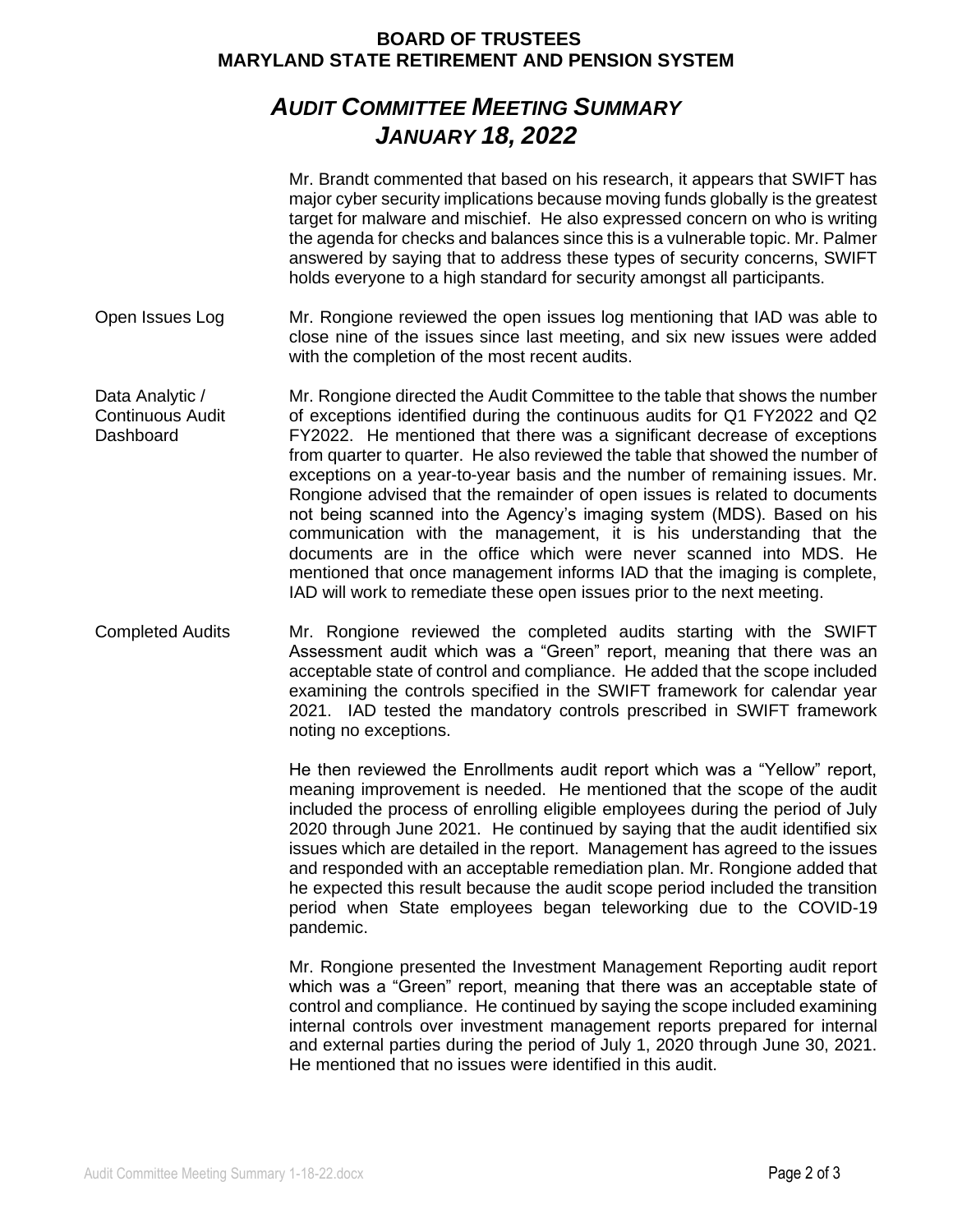# BOARD OF TRUSTEES
# MARYLAND STATE RETIREMENT AND PENSION SYSTEM

## *AUDIT COMMITTEE MEETING SUMMARY*
## *JANUARY 18, 2022*

Mr. Brandt commented that based on his research, it appears that SWIFT has major cyber security implications because moving funds globally is the greatest target for malware and mischief. He also expressed concern on who is writing the agenda for checks and balances since this is a vulnerable topic. Mr. Palmer answered by saying that to address these types of security concerns, SWIFT holds everyone to a high standard for security amongst all participants.

**Open Issues Log**

Mr. Rongione reviewed the open issues log mentioning that IAD was able to close nine of the issues since last meeting, and six new issues were added with the completion of the most recent audits.

**Data Analytic / Continuous Audit Dashboard**

Mr. Rongione directed the Audit Committee to the table that shows the number of exceptions identified during the continuous audits for Q1 FY2022 and Q2 FY2022. He mentioned that there was a significant decrease of exceptions from quarter to quarter. He also reviewed the table that showed the number of exceptions on a year-to-year basis and the number of remaining issues. Mr. Rongione advised that the remainder of open issues is related to documents not being scanned into the Agency's imaging system (MDS). Based on his communication with the management, it is his understanding that the documents are in the office which were never scanned into MDS. He mentioned that once management informs IAD that the imaging is complete, IAD will work to remediate these open issues prior to the next meeting.

**Completed Audits**

Mr. Rongione reviewed the completed audits starting with the SWIFT Assessment audit which was a "Green" report, meaning that there was an acceptable state of control and compliance. He added that the scope included examining the controls specified in the SWIFT framework for calendar year 2021. IAD tested the mandatory controls prescribed in SWIFT framework noting no exceptions.

He then reviewed the Enrollments audit report which was a "Yellow" report, meaning improvement is needed. He mentioned that the scope of the audit included the process of enrolling eligible employees during the period of July 2020 through June 2021. He continued by saying that the audit identified six issues which are detailed in the report. Management has agreed to the issues and responded with an acceptable remediation plan. Mr. Rongione added that he expected this result because the audit scope period included the transition period when State employees began teleworking due to the COVID-19 pandemic.

Mr. Rongione presented the Investment Management Reporting audit report which was a "Green" report, meaning that there was an acceptable state of control and compliance. He continued by saying the scope included examining internal controls over investment management reports prepared for internal and external parties during the period of July 1, 2020 through June 30, 2021. He mentioned that no issues were identified in this audit.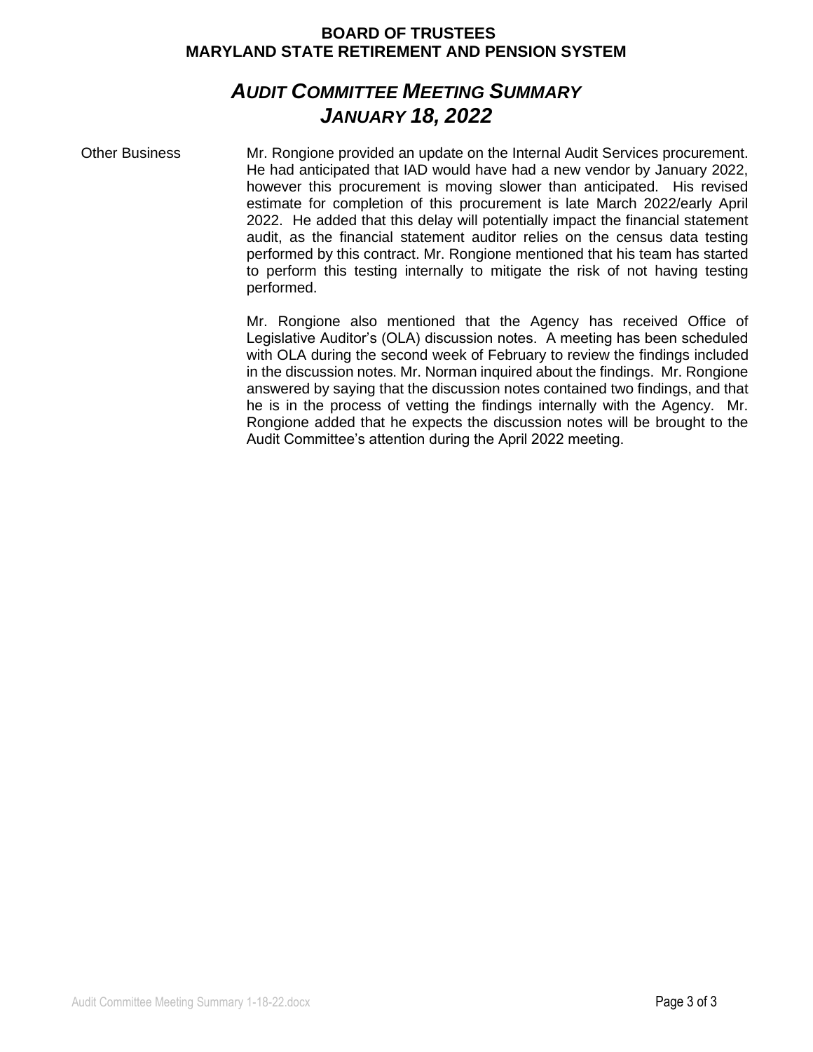**BOARD OF TRUSTEES**
**MARYLAND STATE RETIREMENT AND PENSION SYSTEM**

# *AUDIT COMMITTEE MEETING SUMMARY*
# *JANUARY 18, 2022*

| | |
|---|---|
| Other Business | Mr. Rongione provided an update on the Internal Audit Services procurement. He had anticipated that IAD would have had a new vendor by January 2022, however this procurement is moving slower than anticipated. His revised estimate for completion of this procurement is late March 2022/early April 2022. He added that this delay will potentially impact the financial statement audit, as the financial statement auditor relies on the census data testing performed by this contract. Mr. Rongione mentioned that his team has started to perform this testing internally to mitigate the risk of not having testing performed. |
| | Mr. Rongione also mentioned that the Agency has received Office of Legislative Auditor's (OLA) discussion notes. A meeting has been scheduled with OLA during the second week of February to review the findings included in the discussion notes. Mr. Norman inquired about the findings. Mr. Rongione answered by saying that the discussion notes contained two findings, and that he is in the process of vetting the findings internally with the Agency. Mr. Rongione added that he expects the discussion notes will be brought to the Audit Committee's attention during the April 2022 meeting. |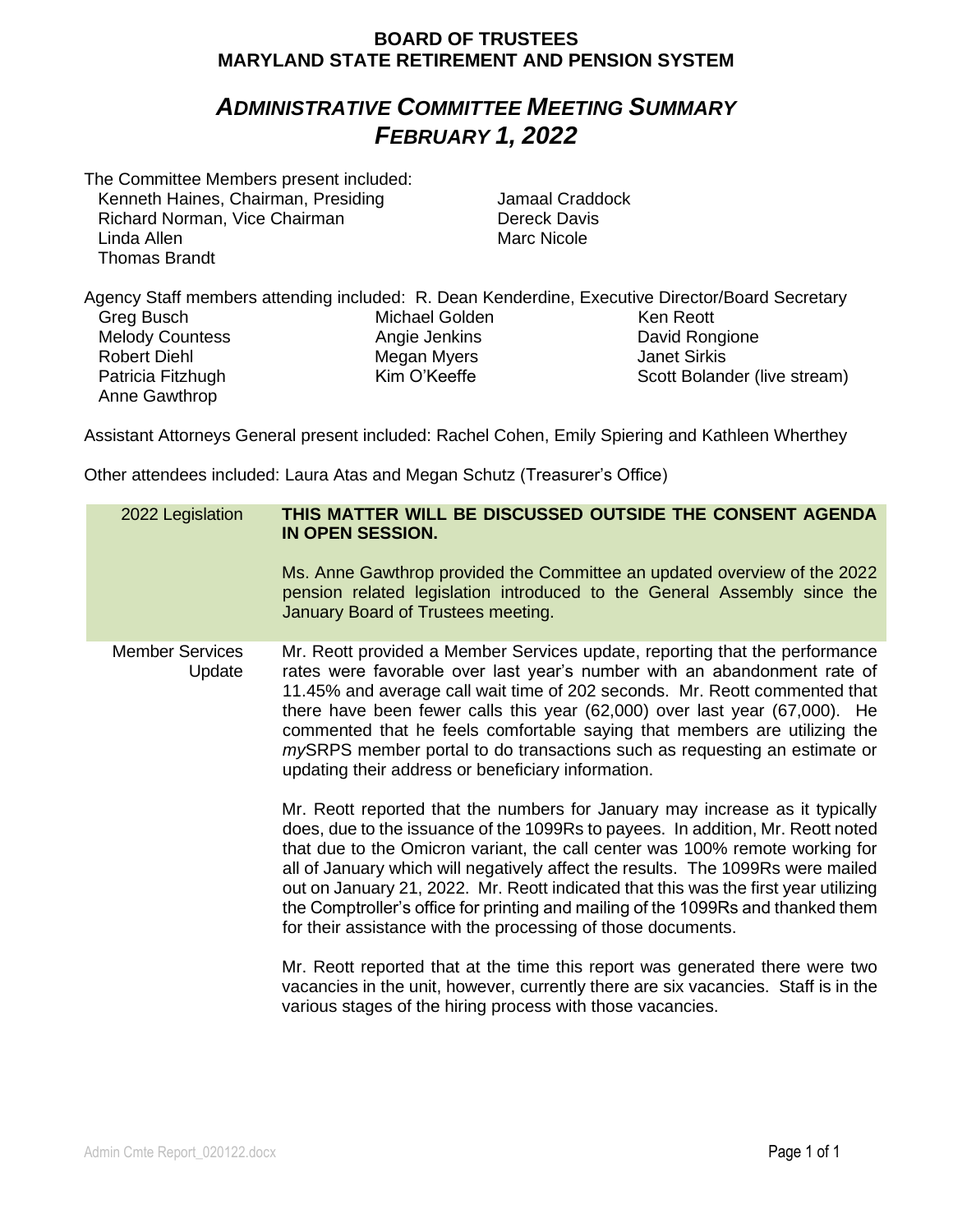**BOARD OF TRUSTEES**
**MARYLAND STATE RETIREMENT AND PENSION SYSTEM**

# *ADMINISTRATIVE COMMITTEE MEETING SUMMARY*
# *FEBRUARY 1, 2022*

The Committee Members present included:

- Kenneth Haines, Chairman, Presiding
- Richard Norman, Vice Chairman
- Linda Allen
- Thomas Brandt
- Jamaal Craddock
- Dereck Davis
- Marc Nicole

Agency Staff members attending included: R. Dean Kenderdine, Executive Director/Board Secretary

- Greg Busch
- Melody Countess
- Robert Diehl
- Patricia Fitzhugh
- Anne Gawthrop
- Michael Golden
- Angie Jenkins
- Megan Myers
- Kim O'Keeffe
- Ken Reott
- David Rongione
- Janet Sirkis
- Scott Bolander (live stream)

Assistant Attorneys General present included: Rachel Cohen, Emily Spiering and Kathleen Wherthey

Other attendees included: Laura Atas and Megan Schutz (Treasurer's Office)

| | |
|---|---|
| 2022 Legislation | **THIS MATTER WILL BE DISCUSSED OUTSIDE THE CONSENT AGENDA IN OPEN SESSION.**<br><br>Ms. Anne Gawthrop provided the Committee an updated overview of the 2022 pension related legislation introduced to the General Assembly since the January Board of Trustees meeting. |
| Member Services Update | Mr. Reott provided a Member Services update, reporting that the performance rates were favorable over last year's number with an abandonment rate of 11.45% and average call wait time of 202 seconds. Mr. Reott commented that there have been fewer calls this year (62,000) over last year (67,000). He commented that he feels comfortable saying that members are utilizing the *my*SRPS member portal to do transactions such as requesting an estimate or updating their address or beneficiary information.<br><br>Mr. Reott reported that the numbers for January may increase as it typically does, due to the issuance of the 1099Rs to payees. In addition, Mr. Reott noted that due to the Omicron variant, the call center was 100% remote working for all of January which will negatively affect the results. The 1099Rs were mailed out on January 21, 2022. Mr. Reott indicated that this was the first year utilizing the Comptroller's office for printing and mailing of the 1099Rs and thanked them for their assistance with the processing of those documents.<br><br>Mr. Reott reported that at the time this report was generated there were two vacancies in the unit, however, currently there are six vacancies. Staff is in the various stages of the hiring process with those vacancies. |